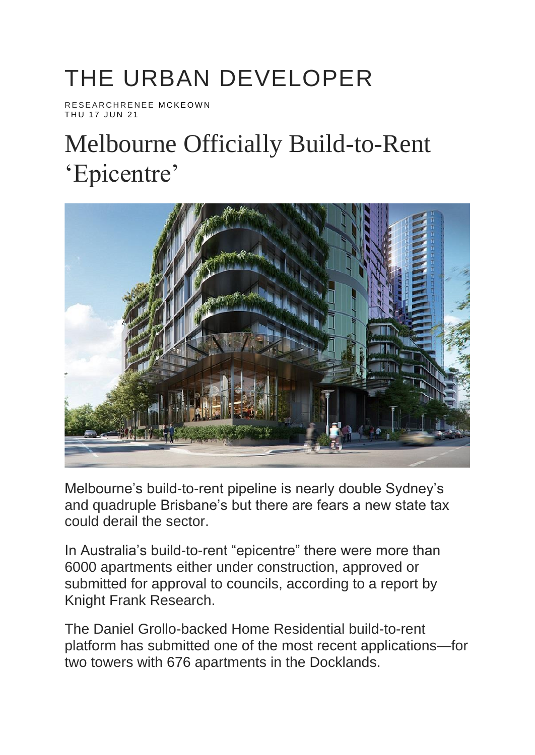THE URBAN DEVELOPER

RESEARCHRENEE MCKEOWN
THU 17 JUN 21

# Melbourne Officially Build-to-Rent 'Epicentre'

Melbourne's build-to-rent pipeline is nearly double Sydney's and quadruple Brisbane's but there are fears a new state tax could derail the sector.

In Australia's build-to-rent "epicentre" there were more than 6000 apartments either under construction, approved or submitted for approval to councils, according to a report by Knight Frank Research.

The Daniel Grollo-backed Home Residential build-to-rent platform has submitted one of the most recent applications—for two towers with 676 apartments in the Docklands.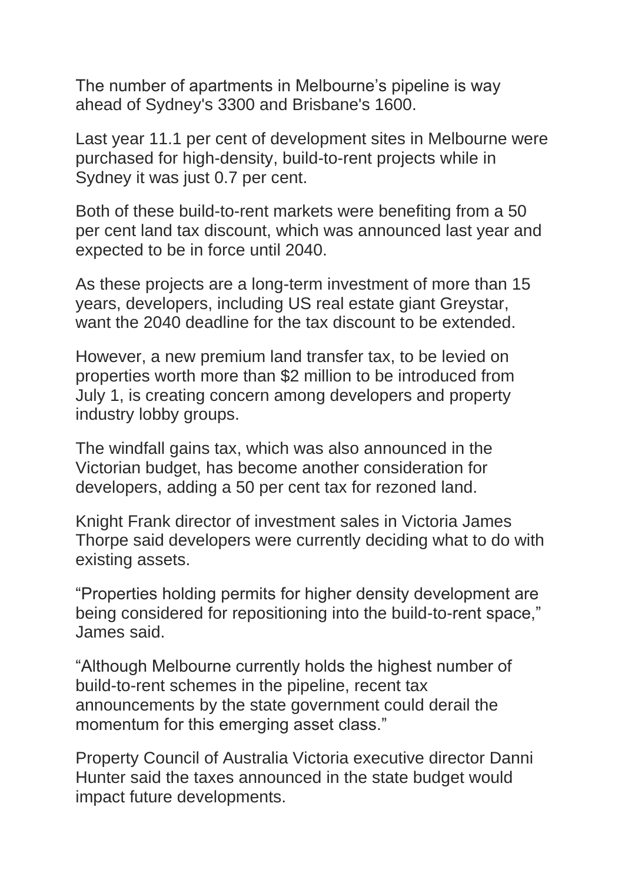The number of apartments in Melbourne's pipeline is way ahead of Sydney's 3300 and Brisbane's 1600.

Last year 11.1 per cent of development sites in Melbourne were purchased for high-density, build-to-rent projects while in Sydney it was just 0.7 per cent.

Both of these build-to-rent markets were benefiting from a 50 per cent land tax discount, which was announced last year and expected to be in force until 2040.

As these projects are a long-term investment of more than 15 years, developers, including US real estate giant Greystar, want the 2040 deadline for the tax discount to be extended.

However, a new premium land transfer tax, to be levied on properties worth more than $2 million to be introduced from July 1, is creating concern among developers and property industry lobby groups.

The windfall gains tax, which was also announced in the Victorian budget, has become another consideration for developers, adding a 50 per cent tax for rezoned land.

Knight Frank director of investment sales in Victoria James Thorpe said developers were currently deciding what to do with existing assets.

"Properties holding permits for higher density development are being considered for repositioning into the build-to-rent space," James said.

"Although Melbourne currently holds the highest number of build-to-rent schemes in the pipeline, recent tax announcements by the state government could derail the momentum for this emerging asset class."

Property Council of Australia Victoria executive director Danni Hunter said the taxes announced in the state budget would impact future developments.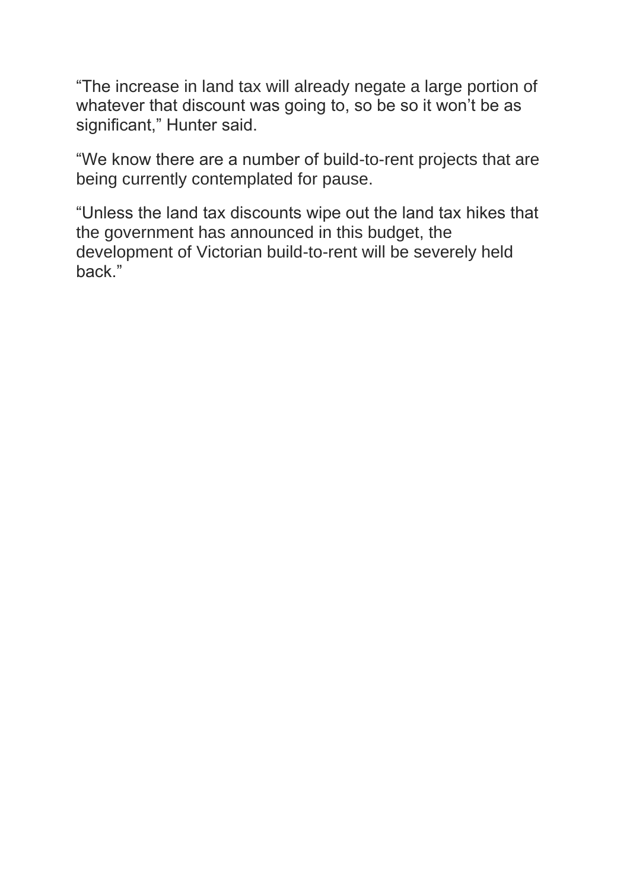"The increase in land tax will already negate a large portion of whatever that discount was going to, so be so it won't be as significant," Hunter said.

"We know there are a number of build-to-rent projects that are being currently contemplated for pause.

"Unless the land tax discounts wipe out the land tax hikes that the government has announced in this budget, the development of Victorian build-to-rent will be severely held back."